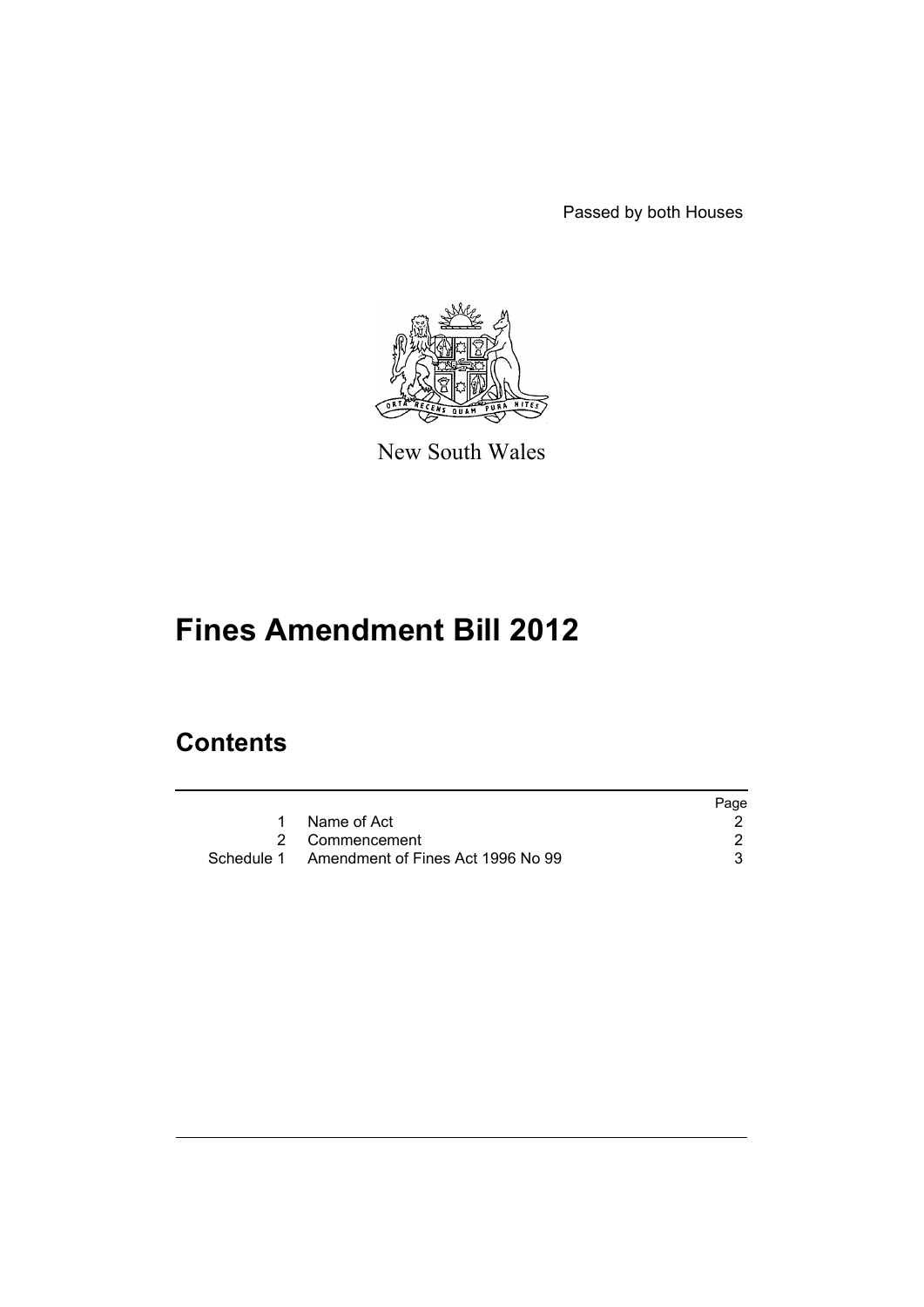Passed by both Houses

New South Wales

# Fines Amendment Bill 2012

## Contents

| | | Page |
|---|---|---|
| 1 | Name of Act | 2 |
| 2 | Commencement | 2 |
| Schedule 1 | Amendment of Fines Act 1996 No 99 | 3 |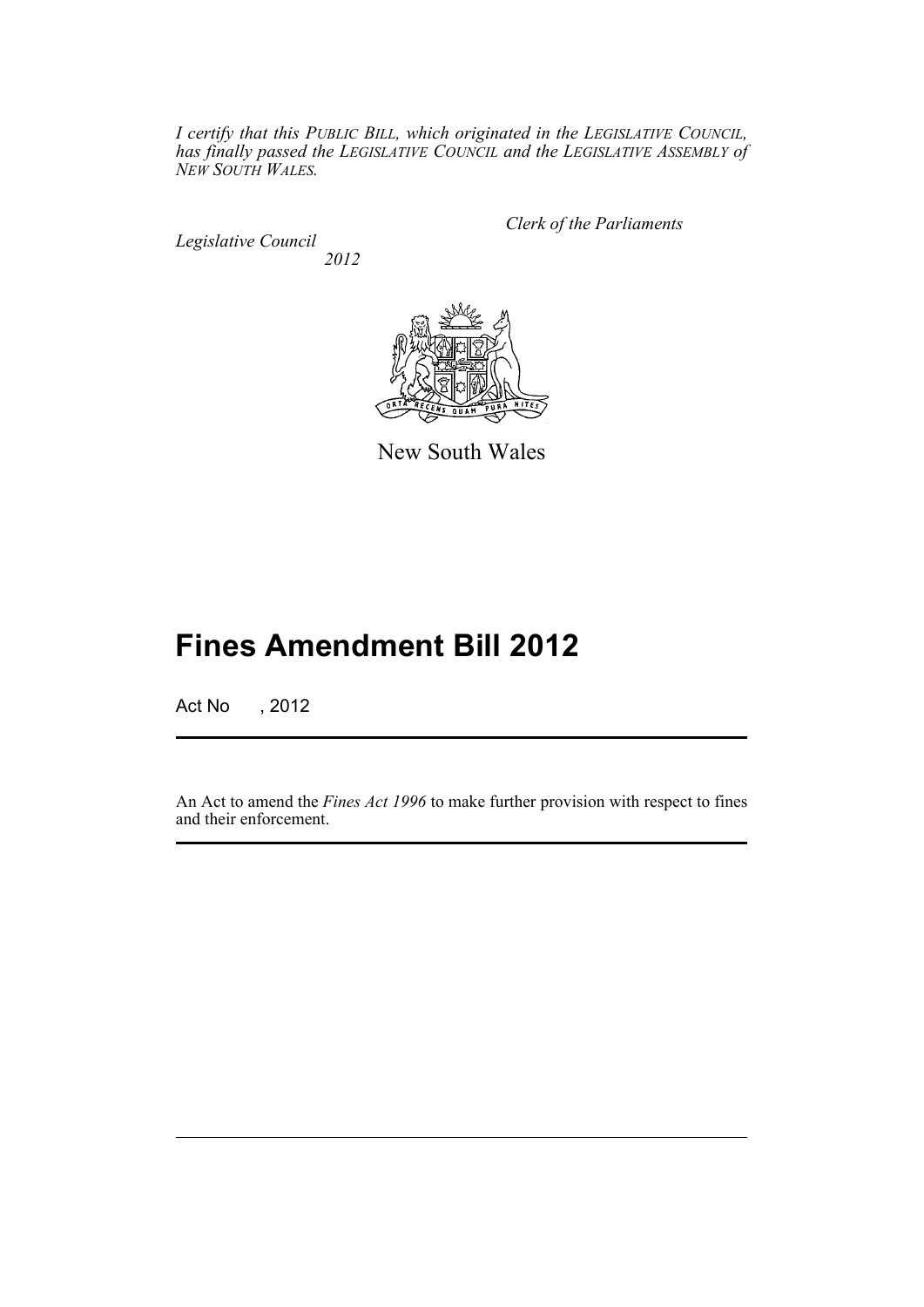*I certify that this PUBLIC BILL, which originated in the LEGISLATIVE COUNCIL, has finally passed the LEGISLATIVE COUNCIL and the LEGISLATIVE ASSEMBLY of NEW SOUTH WALES.*

*Clerk of the Parliaments*

*Legislative Council*

*2012*

New South Wales

# Fines Amendment Bill 2012

Act No , 2012

An Act to amend the *Fines Act 1996* to make further provision with respect to fines and their enforcement.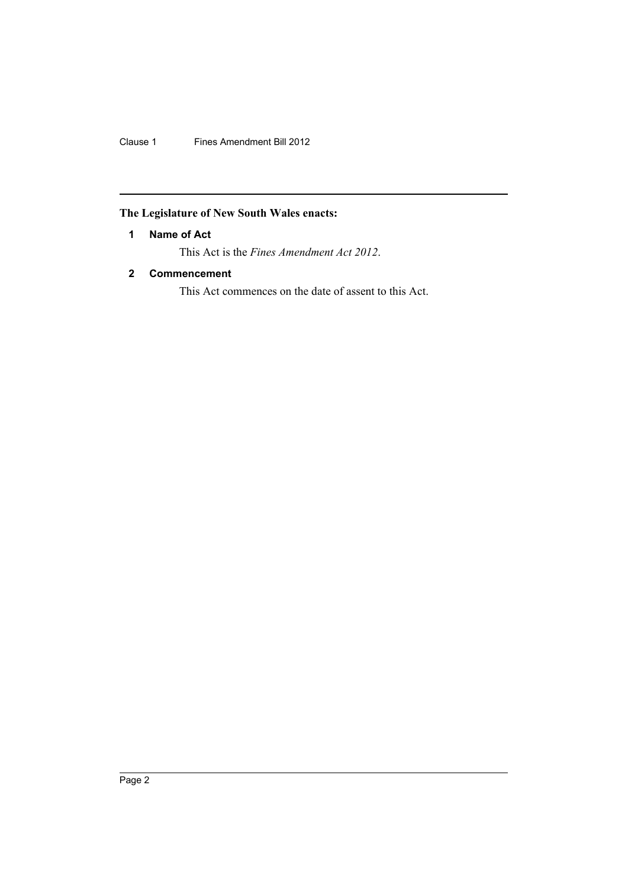**The Legislature of New South Wales enacts:**

## 1 Name of Act

This Act is the *Fines Amendment Act 2012*.

## 2 Commencement

This Act commences on the date of assent to this Act.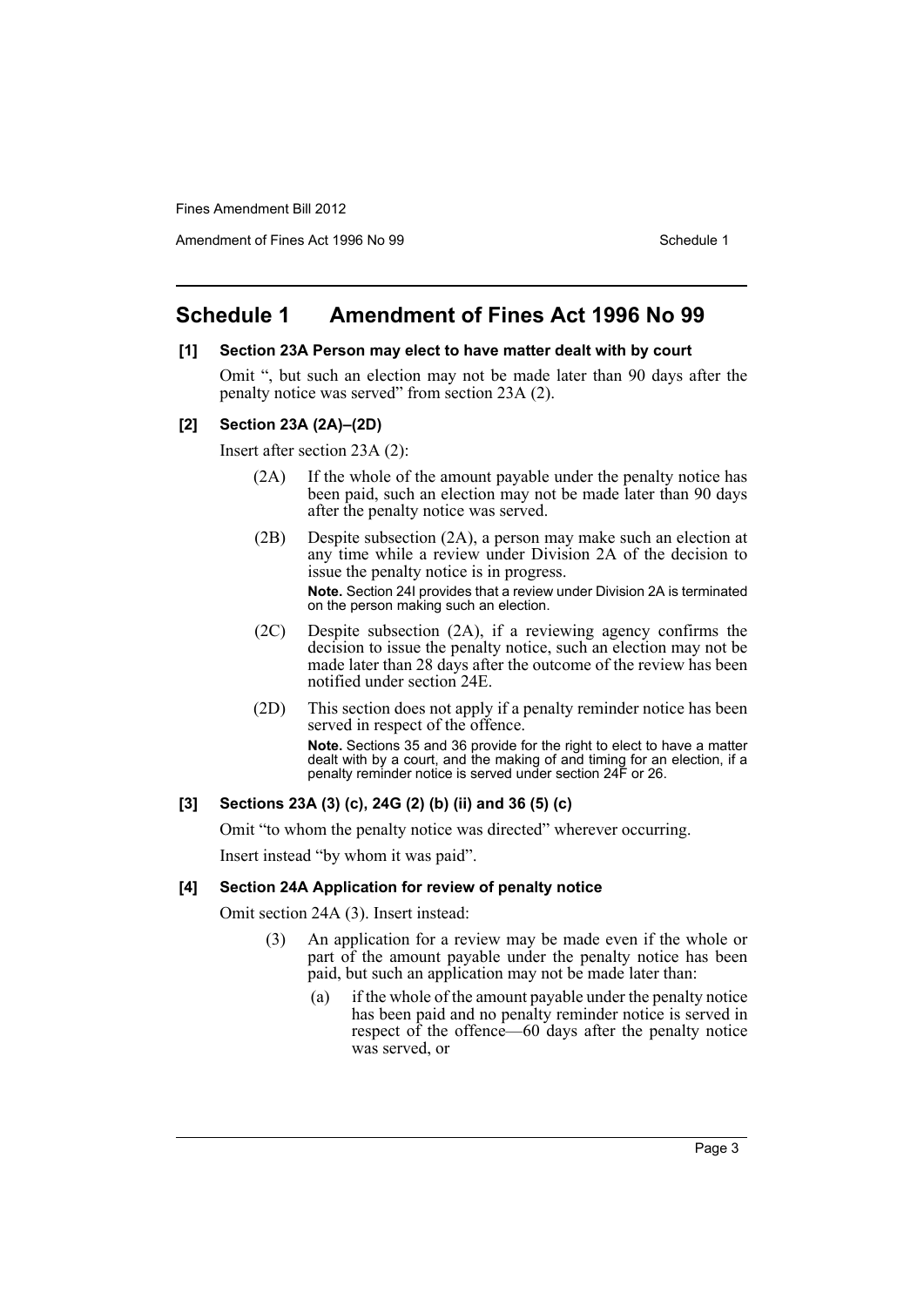# Schedule 1 Amendment of Fines Act 1996 No 99

### [1] Section 23A Person may elect to have matter dealt with by court

Omit ", but such an election may not be made later than 90 days after the penalty notice was served" from section 23A (2).

### [2] Section 23A (2A)–(2D)

Insert after section 23A (2):

(2A) If the whole of the amount payable under the penalty notice has been paid, such an election may not be made later than 90 days after the penalty notice was served.

(2B) Despite subsection (2A), a person may make such an election at any time while a review under Division 2A of the decision to issue the penalty notice is in progress.

**Note.** Section 24I provides that a review under Division 2A is terminated on the person making such an election.

(2C) Despite subsection (2A), if a reviewing agency confirms the decision to issue the penalty notice, such an election may not be made later than 28 days after the outcome of the review has been notified under section 24E.

(2D) This section does not apply if a penalty reminder notice has been served in respect of the offence.

**Note.** Sections 35 and 36 provide for the right to elect to have a matter dealt with by a court, and the making of and timing for an election, if a penalty reminder notice is served under section 24F or 26.

### [3] Sections 23A (3) (c), 24G (2) (b) (ii) and 36 (5) (c)

Omit "to whom the penalty notice was directed" wherever occurring.

Insert instead "by whom it was paid".

### [4] Section 24A Application for review of penalty notice

Omit section 24A (3). Insert instead:

(3) An application for a review may be made even if the whole or part of the amount payable under the penalty notice has been paid, but such an application may not be made later than:

(a) if the whole of the amount payable under the penalty notice has been paid and no penalty reminder notice is served in respect of the offence—60 days after the penalty notice was served, or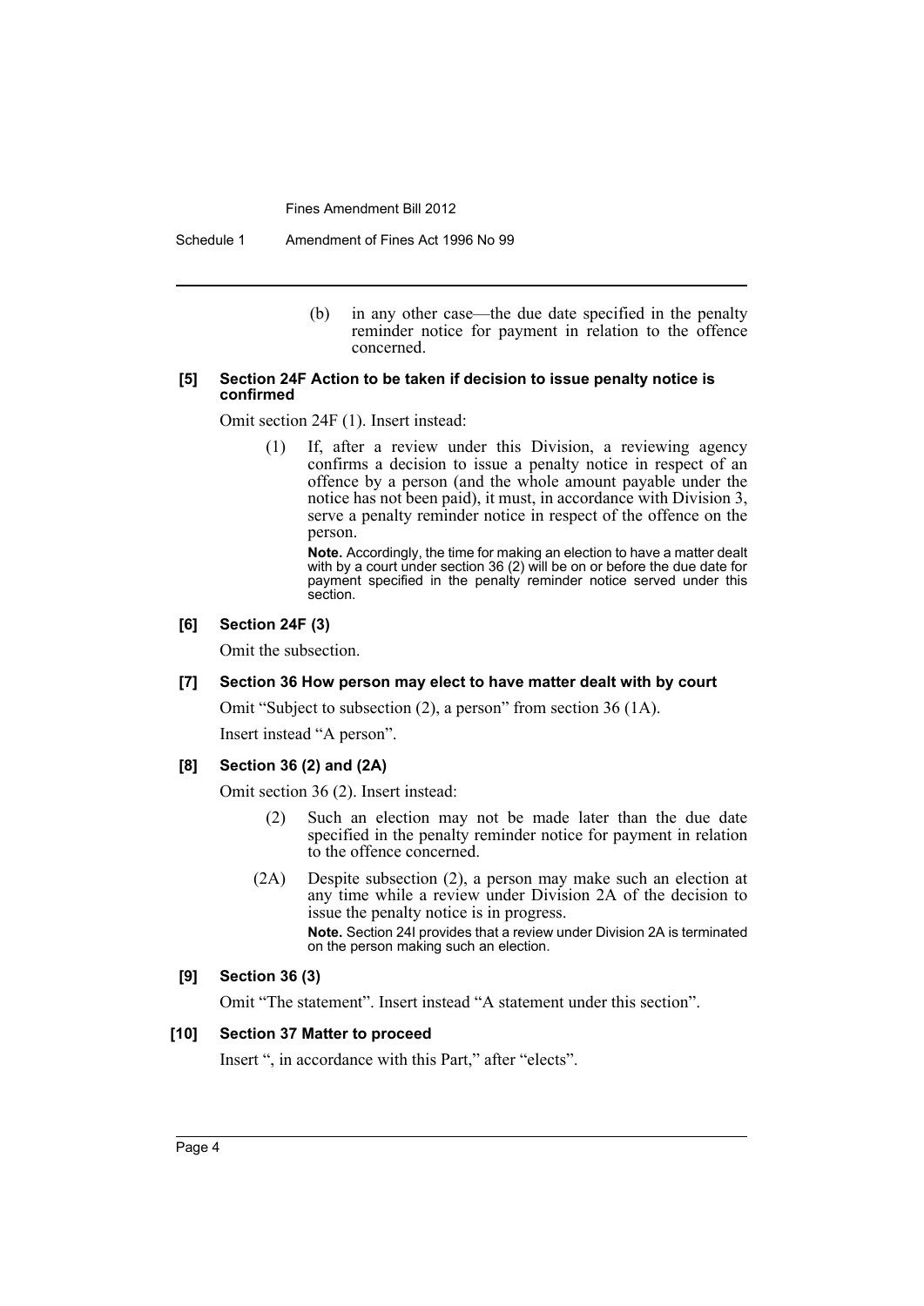(b) in any other case—the due date specified in the penalty reminder notice for payment in relation to the offence concerned.

**[5] Section 24F Action to be taken if decision to issue penalty notice is confirmed**

Omit section 24F (1). Insert instead:

> (1) If, after a review under this Division, a reviewing agency confirms a decision to issue a penalty notice in respect of an offence by a person (and the whole amount payable under the notice has not been paid), it must, in accordance with Division 3, serve a penalty reminder notice in respect of the offence on the person.
>
> **Note.** Accordingly, the time for making an election to have a matter dealt with by a court under section 36 (2) will be on or before the due date for payment specified in the penalty reminder notice served under this section.

**[6] Section 24F (3)**

Omit the subsection.

**[7] Section 36 How person may elect to have matter dealt with by court**

Omit "Subject to subsection (2), a person" from section 36 (1A).

Insert instead "A person".

**[8] Section 36 (2) and (2A)**

Omit section 36 (2). Insert instead:

> (2) Such an election may not be made later than the due date specified in the penalty reminder notice for payment in relation to the offence concerned.
>
> (2A) Despite subsection (2), a person may make such an election at any time while a review under Division 2A of the decision to issue the penalty notice is in progress.
>
> **Note.** Section 24I provides that a review under Division 2A is terminated on the person making such an election.

**[9] Section 36 (3)**

Omit "The statement". Insert instead "A statement under this section".

**[10] Section 37 Matter to proceed**

Insert ", in accordance with this Part," after "elects".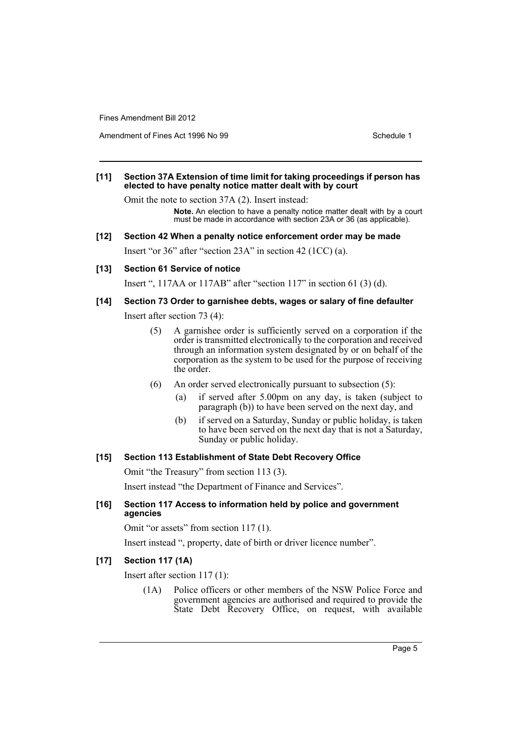**[11] Section 37A Extension of time limit for taking proceedings if person has elected to have penalty notice matter dealt with by court**

Omit the note to section 37A (2). Insert instead:

> **Note.** An election to have a penalty notice matter dealt with by a court must be made in accordance with section 23A or 36 (as applicable).

**[12] Section 42 When a penalty notice enforcement order may be made**

Insert "or 36" after "section 23A" in section 42 (1CC) (a).

**[13] Section 61 Service of notice**

Insert ", 117AA or 117AB" after "section 117" in section 61 (3) (d).

**[14] Section 73 Order to garnishee debts, wages or salary of fine defaulter**

Insert after section 73 (4):

> (5) A garnishee order is sufficiently served on a corporation if the order is transmitted electronically to the corporation and received through an information system designated by or on behalf of the corporation as the system to be used for the purpose of receiving the order.
>
> (6) An order served electronically pursuant to subsection (5):
>
> (a) if served after 5.00pm on any day, is taken (subject to paragraph (b)) to have been served on the next day, and
>
> (b) if served on a Saturday, Sunday or public holiday, is taken to have been served on the next day that is not a Saturday, Sunday or public holiday.

**[15] Section 113 Establishment of State Debt Recovery Office**

Omit "the Treasury" from section 113 (3).

Insert instead "the Department of Finance and Services".

**[16] Section 117 Access to information held by police and government agencies**

Omit "or assets" from section 117 (1).

Insert instead ", property, date of birth or driver licence number".

**[17] Section 117 (1A)**

Insert after section 117 (1):

> (1A) Police officers or other members of the NSW Police Force and government agencies are authorised and required to provide the State Debt Recovery Office, on request, with available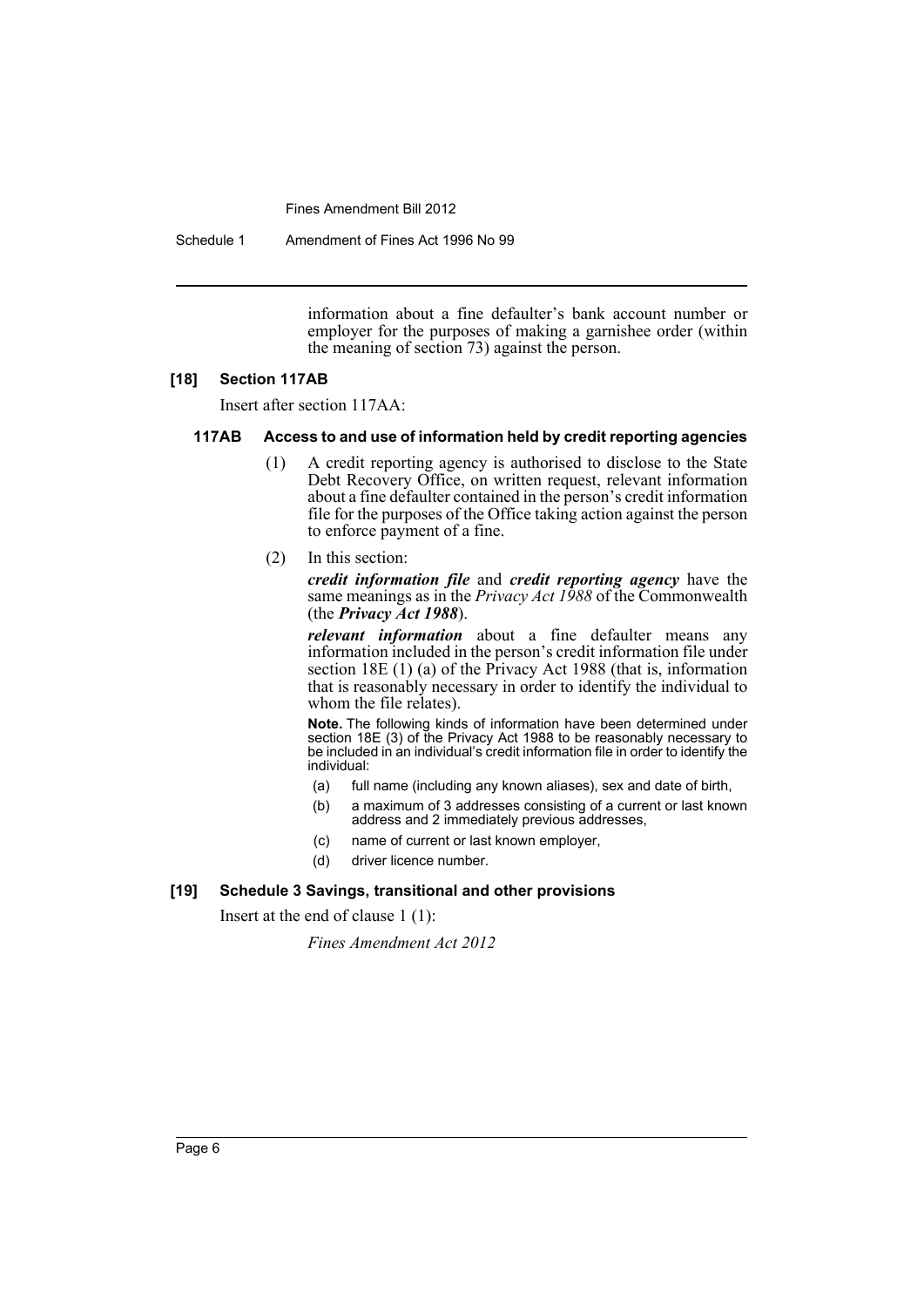information about a fine defaulter's bank account number or employer for the purposes of making a garnishee order (within the meaning of section 73) against the person.

### [18] Section 117AB

Insert after section 117AA:

#### 117AB Access to and use of information held by credit reporting agencies

(1) A credit reporting agency is authorised to disclose to the State Debt Recovery Office, on written request, relevant information about a fine defaulter contained in the person's credit information file for the purposes of the Office taking action against the person to enforce payment of a fine.

(2) In this section:

***credit information file*** and ***credit reporting agency*** have the same meanings as in the *Privacy Act 1988* of the Commonwealth (the ***Privacy Act 1988***).

***relevant information*** about a fine defaulter means any information included in the person's credit information file under section 18E (1) (a) of the Privacy Act 1988 (that is, information that is reasonably necessary in order to identify the individual to whom the file relates).

**Note.** The following kinds of information have been determined under section 18E (3) of the Privacy Act 1988 to be reasonably necessary to be included in an individual's credit information file in order to identify the individual:

(a) full name (including any known aliases), sex and date of birth,

(b) a maximum of 3 addresses consisting of a current or last known address and 2 immediately previous addresses,

(c) name of current or last known employer,

(d) driver licence number.

### [19] Schedule 3 Savings, transitional and other provisions

Insert at the end of clause 1 (1):

*Fines Amendment Act 2012*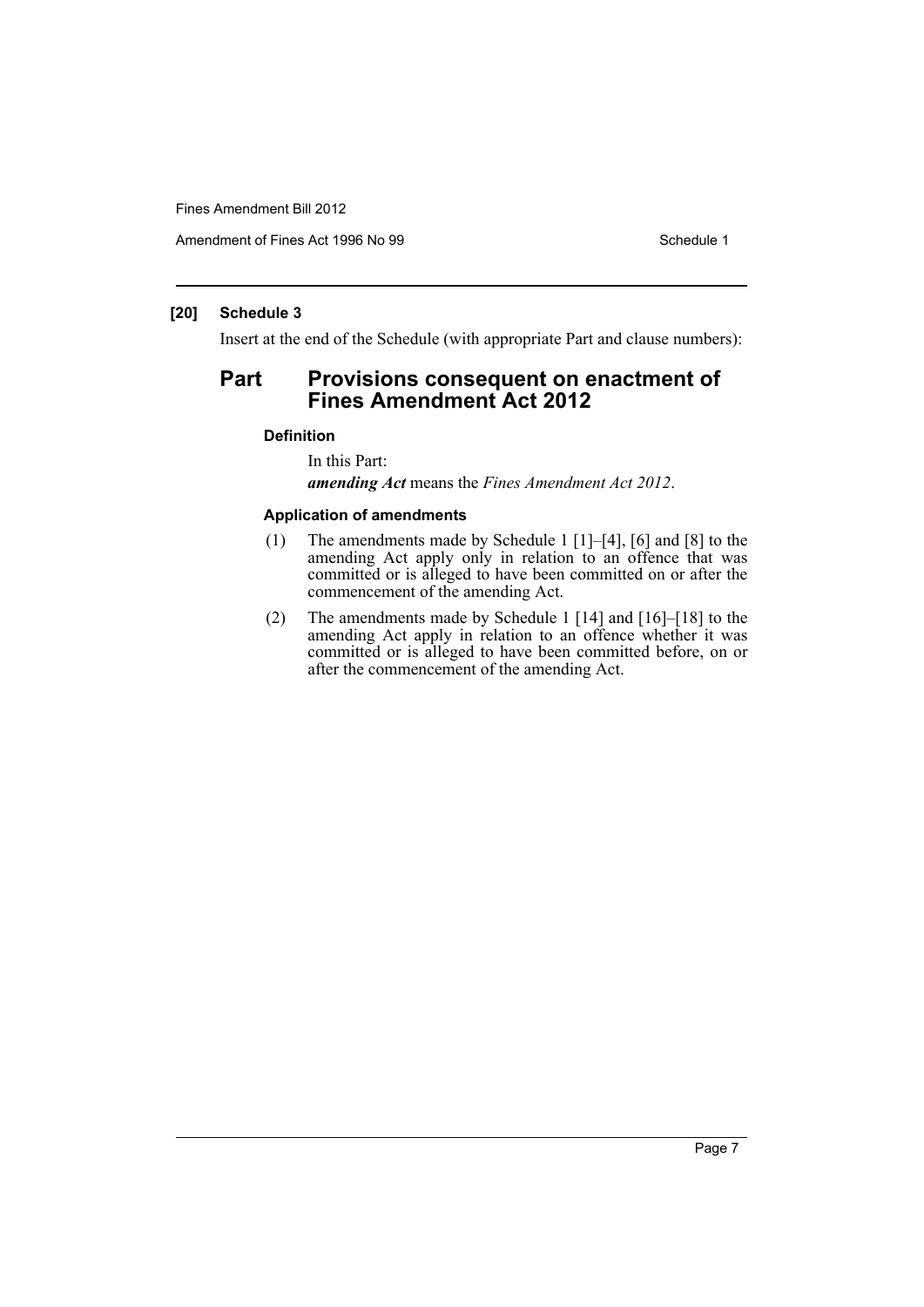## [20] Schedule 3

Insert at the end of the Schedule (with appropriate Part and clause numbers):

# Part Provisions consequent on enactment of Fines Amendment Act 2012

### Definition

In this Part:

***amending Act*** means the *Fines Amendment Act 2012*.

### Application of amendments

(1) The amendments made by Schedule 1 [1]–[4], [6] and [8] to the amending Act apply only in relation to an offence that was committed or is alleged to have been committed on or after the commencement of the amending Act.

(2) The amendments made by Schedule 1 [14] and [16]–[18] to the amending Act apply in relation to an offence whether it was committed or is alleged to have been committed before, on or after the commencement of the amending Act.